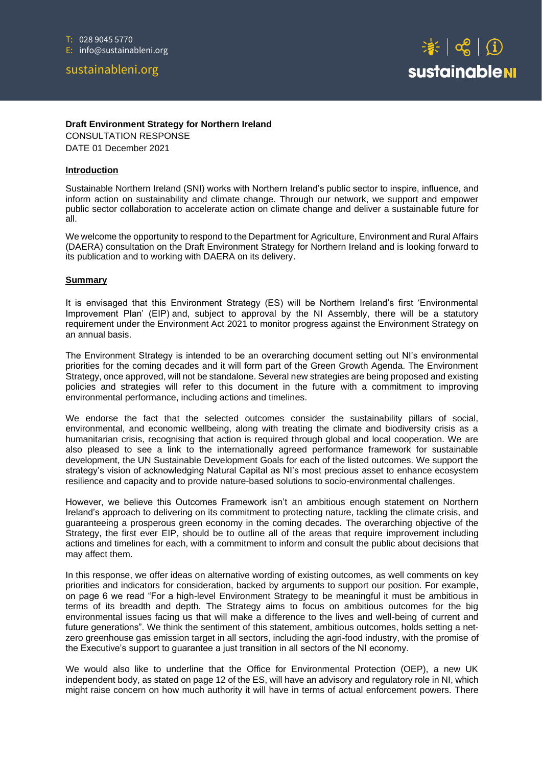T: 028 9045 5770
E: info@sustainableni.org

sustainableni.org

**Draft Environment Strategy for Northern Ireland**
CONSULTATION RESPONSE
DATE 01 December 2021

## Introduction

Sustainable Northern Ireland (SNI) works with Northern Ireland's public sector to inspire, influence, and inform action on sustainability and climate change. Through our network, we support and empower public sector collaboration to accelerate action on climate change and deliver a sustainable future for all.

We welcome the opportunity to respond to the Department for Agriculture, Environment and Rural Affairs (DAERA) consultation on the Draft Environment Strategy for Northern Ireland and is looking forward to its publication and to working with DAERA on its delivery.

## Summary

It is envisaged that this Environment Strategy (ES) will be Northern Ireland's first 'Environmental Improvement Plan' (EIP) and, subject to approval by the NI Assembly, there will be a statutory requirement under the Environment Act 2021 to monitor progress against the Environment Strategy on an annual basis.

The Environment Strategy is intended to be an overarching document setting out NI's environmental priorities for the coming decades and it will form part of the Green Growth Agenda. The Environment Strategy, once approved, will not be standalone. Several new strategies are being proposed and existing policies and strategies will refer to this document in the future with a commitment to improving environmental performance, including actions and timelines.

We endorse the fact that the selected outcomes consider the sustainability pillars of social, environmental, and economic wellbeing, along with treating the climate and biodiversity crisis as a humanitarian crisis, recognising that action is required through global and local cooperation. We are also pleased to see a link to the internationally agreed performance framework for sustainable development, the UN Sustainable Development Goals for each of the listed outcomes. We support the strategy's vision of acknowledging Natural Capital as NI's most precious asset to enhance ecosystem resilience and capacity and to provide nature-based solutions to socio-environmental challenges.

However, we believe this Outcomes Framework isn't an ambitious enough statement on Northern Ireland's approach to delivering on its commitment to protecting nature, tackling the climate crisis, and guaranteeing a prosperous green economy in the coming decades. The overarching objective of the Strategy, the first ever EIP, should be to outline all of the areas that require improvement including actions and timelines for each, with a commitment to inform and consult the public about decisions that may affect them.

In this response, we offer ideas on alternative wording of existing outcomes, as well comments on key priorities and indicators for consideration, backed by arguments to support our position. For example, on page 6 we read "For a high-level Environment Strategy to be meaningful it must be ambitious in terms of its breadth and depth. The Strategy aims to focus on ambitious outcomes for the big environmental issues facing us that will make a difference to the lives and well-being of current and future generations". We think the sentiment of this statement, ambitious outcomes, holds setting a net-zero greenhouse gas emission target in all sectors, including the agri-food industry, with the promise of the Executive's support to guarantee a just transition in all sectors of the NI economy.

We would also like to underline that the Office for Environmental Protection (OEP), a new UK independent body, as stated on page 12 of the ES, will have an advisory and regulatory role in NI, which might raise concern on how much authority it will have in terms of actual enforcement powers. There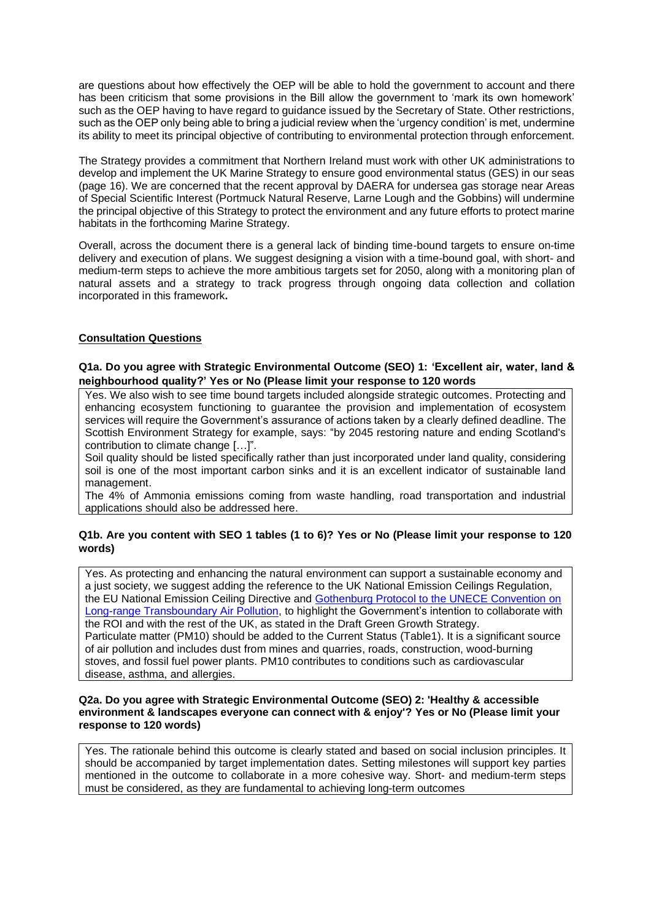are questions about how effectively the OEP will be able to hold the government to account and there has been criticism that some provisions in the Bill allow the government to 'mark its own homework' such as the OEP having to have regard to guidance issued by the Secretary of State. Other restrictions, such as the OEP only being able to bring a judicial review when the 'urgency condition' is met, undermine its ability to meet its principal objective of contributing to environmental protection through enforcement.

The Strategy provides a commitment that Northern Ireland must work with other UK administrations to develop and implement the UK Marine Strategy to ensure good environmental status (GES) in our seas (page 16). We are concerned that the recent approval by DAERA for undersea gas storage near Areas of Special Scientific Interest (Portmuck Natural Reserve, Larne Lough and the Gobbins) will undermine the principal objective of this Strategy to protect the environment and any future efforts to protect marine habitats in the forthcoming Marine Strategy.

Overall, across the document there is a general lack of binding time-bound targets to ensure on-time delivery and execution of plans. We suggest designing a vision with a time-bound goal, with short- and medium-term steps to achieve the more ambitious targets set for 2050, along with a monitoring plan of natural assets and a strategy to track progress through ongoing data collection and collation incorporated in this framework**.**

## Consultation Questions

**Q1a. Do you agree with Strategic Environmental Outcome (SEO) 1: 'Excellent air, water, land & neighbourhood quality?' Yes or No (Please limit your response to 120 words**

Yes. We also wish to see time bound targets included alongside strategic outcomes. Protecting and enhancing ecosystem functioning to guarantee the provision and implementation of ecosystem services will require the Government's assurance of actions taken by a clearly defined deadline. The Scottish Environment Strategy for example, says: "by 2045 restoring nature and ending Scotland's contribution to climate change […]".

Soil quality should be listed specifically rather than just incorporated under land quality, considering soil is one of the most important carbon sinks and it is an excellent indicator of sustainable land management.

The 4% of Ammonia emissions coming from waste handling, road transportation and industrial applications should also be addressed here.

**Q1b. Are you content with SEO 1 tables (1 to 6)? Yes or No (Please limit your response to 120 words)**

Yes. As protecting and enhancing the natural environment can support a sustainable economy and a just society, we suggest adding the reference to the UK National Emission Ceilings Regulation, the EU National Emission Ceiling Directive and Gothenburg Protocol to the UNECE Convention on Long-range Transboundary Air Pollution, to highlight the Government's intention to collaborate with the ROI and with the rest of the UK, as stated in the Draft Green Growth Strategy.

Particulate matter (PM10) should be added to the Current Status (Table1). It is a significant source of air pollution and includes dust from mines and quarries, roads, construction, wood-burning stoves, and fossil fuel power plants. PM10 contributes to conditions such as cardiovascular disease, asthma, and allergies.

**Q2a. Do you agree with Strategic Environmental Outcome (SEO) 2: 'Healthy & accessible environment & landscapes everyone can connect with & enjoy'? Yes or No (Please limit your response to 120 words)**

Yes. The rationale behind this outcome is clearly stated and based on social inclusion principles. It should be accompanied by target implementation dates. Setting milestones will support key parties mentioned in the outcome to collaborate in a more cohesive way. Short- and medium-term steps must be considered, as they are fundamental to achieving long-term outcomes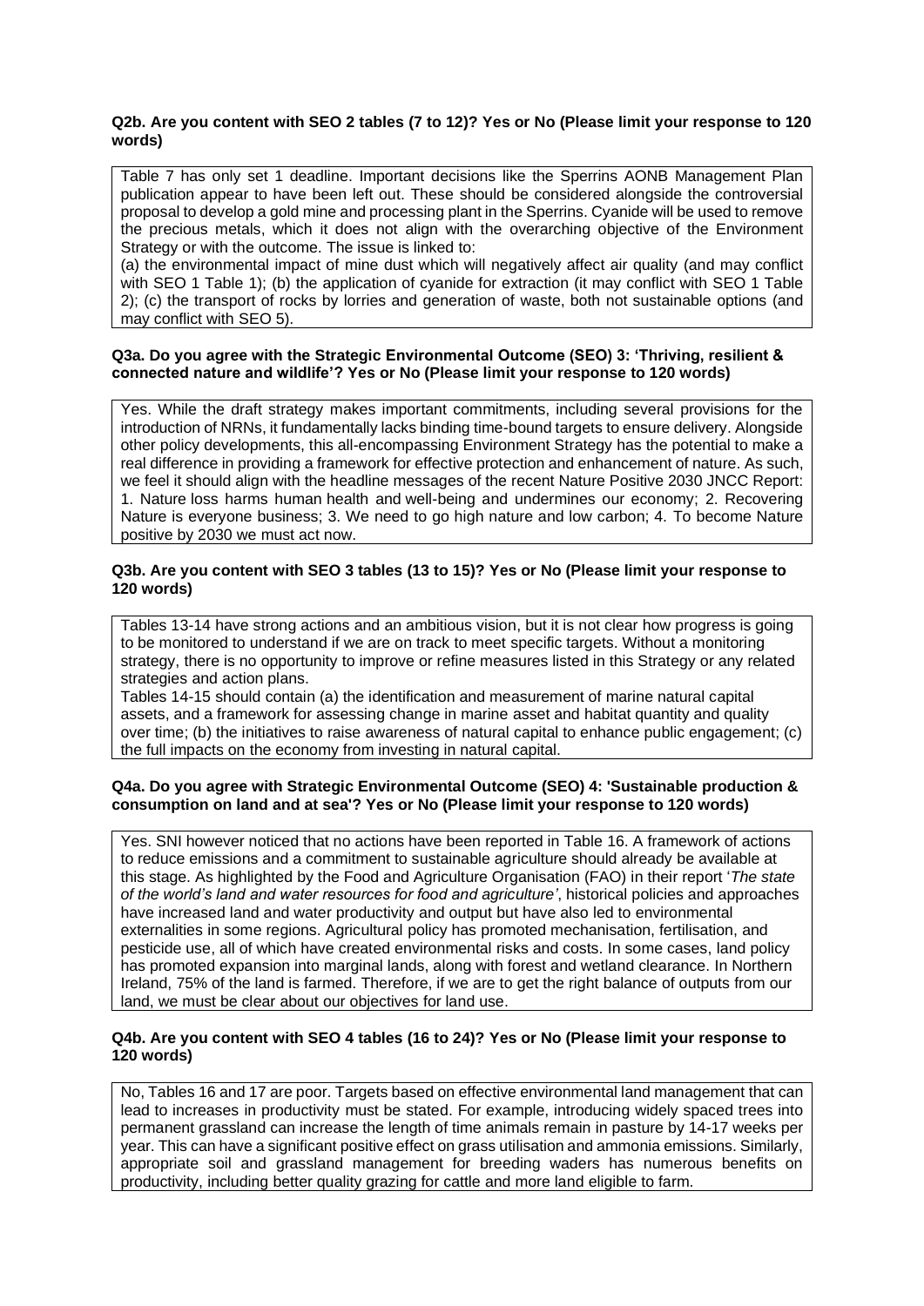**Q2b. Are you content with SEO 2 tables (7 to 12)? Yes or No (Please limit your response to 120 words)**

Table 7 has only set 1 deadline. Important decisions like the Sperrins AONB Management Plan publication appear to have been left out. These should be considered alongside the controversial proposal to develop a gold mine and processing plant in the Sperrins. Cyanide will be used to remove the precious metals, which it does not align with the overarching objective of the Environment Strategy or with the outcome. The issue is linked to:

(a) the environmental impact of mine dust which will negatively affect air quality (and may conflict with SEO 1 Table 1); (b) the application of cyanide for extraction (it may conflict with SEO 1 Table 2); (c) the transport of rocks by lorries and generation of waste, both not sustainable options (and may conflict with SEO 5).

**Q3a. Do you agree with the Strategic Environmental Outcome (SEO) 3: 'Thriving, resilient & connected nature and wildlife'? Yes or No (Please limit your response to 120 words)**

Yes. While the draft strategy makes important commitments, including several provisions for the introduction of NRNs, it fundamentally lacks binding time-bound targets to ensure delivery. Alongside other policy developments, this all-encompassing Environment Strategy has the potential to make a real difference in providing a framework for effective protection and enhancement of nature. As such, we feel it should align with the headline messages of the recent Nature Positive 2030 JNCC Report: 1. Nature loss harms human health and well-being and undermines our economy; 2. Recovering Nature is everyone business; 3. We need to go high nature and low carbon; 4. To become Nature positive by 2030 we must act now.

**Q3b. Are you content with SEO 3 tables (13 to 15)? Yes or No (Please limit your response to 120 words)**

Tables 13-14 have strong actions and an ambitious vision, but it is not clear how progress is going to be monitored to understand if we are on track to meet specific targets. Without a monitoring strategy, there is no opportunity to improve or refine measures listed in this Strategy or any related strategies and action plans.

Tables 14-15 should contain (a) the identification and measurement of marine natural capital assets, and a framework for assessing change in marine asset and habitat quantity and quality over time; (b) the initiatives to raise awareness of natural capital to enhance public engagement; (c) the full impacts on the economy from investing in natural capital.

**Q4a. Do you agree with Strategic Environmental Outcome (SEO) 4: 'Sustainable production & consumption on land and at sea'? Yes or No (Please limit your response to 120 words)**

Yes. SNI however noticed that no actions have been reported in Table 16. A framework of actions to reduce emissions and a commitment to sustainable agriculture should already be available at this stage. As highlighted by the Food and Agriculture Organisation (FAO) in their report '*The state of the world's land and water resources for food and agriculture*', historical policies and approaches have increased land and water productivity and output but have also led to environmental externalities in some regions. Agricultural policy has promoted mechanisation, fertilisation, and pesticide use, all of which have created environmental risks and costs. In some cases, land policy has promoted expansion into marginal lands, along with forest and wetland clearance. In Northern Ireland, 75% of the land is farmed. Therefore, if we are to get the right balance of outputs from our land, we must be clear about our objectives for land use.

**Q4b. Are you content with SEO 4 tables (16 to 24)? Yes or No (Please limit your response to 120 words)**

No, Tables 16 and 17 are poor. Targets based on effective environmental land management that can lead to increases in productivity must be stated. For example, introducing widely spaced trees into permanent grassland can increase the length of time animals remain in pasture by 14-17 weeks per year. This can have a significant positive effect on grass utilisation and ammonia emissions. Similarly, appropriate soil and grassland management for breeding waders has numerous benefits on productivity, including better quality grazing for cattle and more land eligible to farm.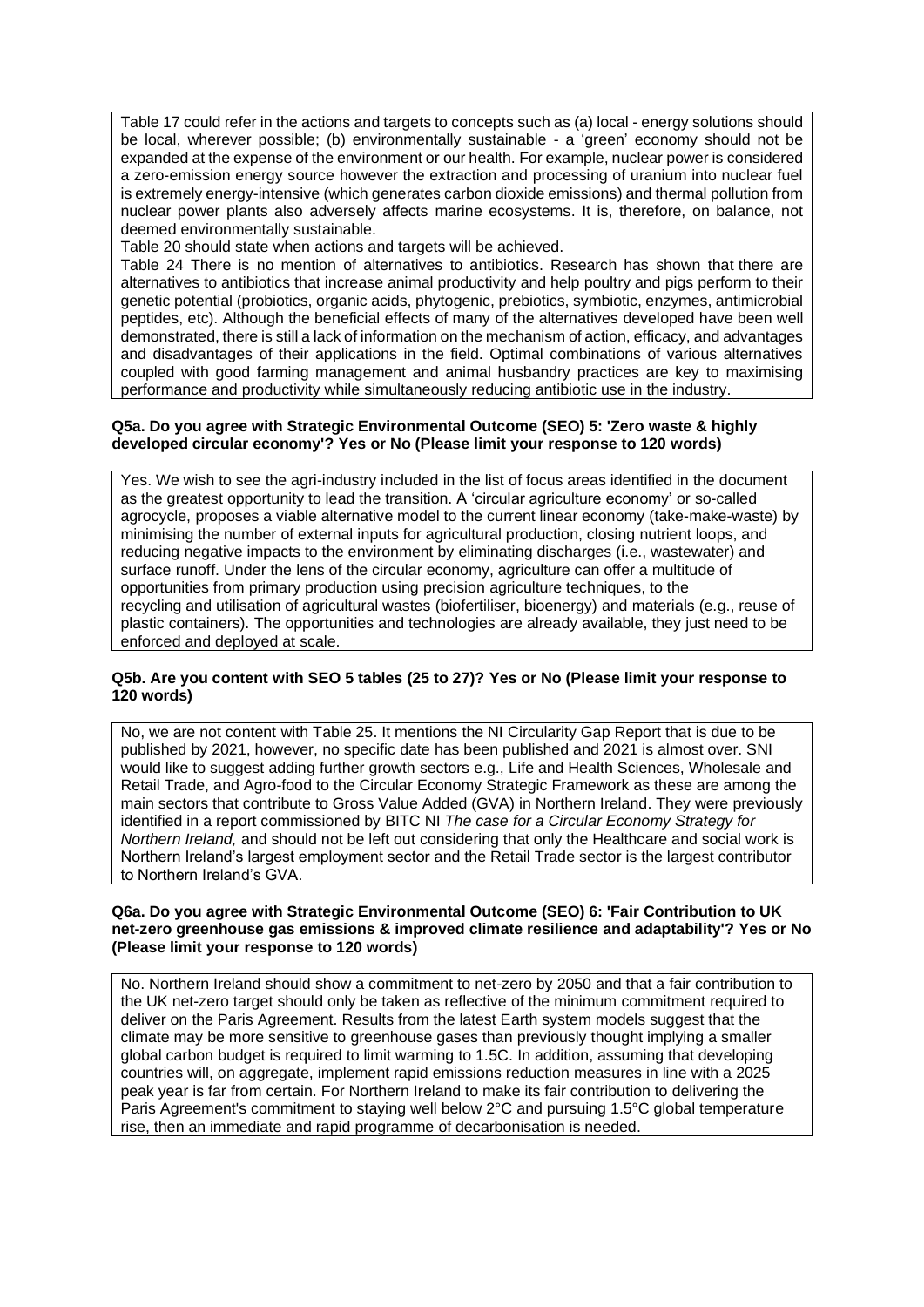Table 17 could refer in the actions and targets to concepts such as (a) local - energy solutions should be local, wherever possible; (b) environmentally sustainable - a 'green' economy should not be expanded at the expense of the environment or our health. For example, nuclear power is considered a zero-emission energy source however the extraction and processing of uranium into nuclear fuel is extremely energy-intensive (which generates carbon dioxide emissions) and thermal pollution from nuclear power plants also adversely affects marine ecosystems. It is, therefore, on balance, not deemed environmentally sustainable.

Table 20 should state when actions and targets will be achieved.

Table 24 There is no mention of alternatives to antibiotics. Research has shown that there are alternatives to antibiotics that increase animal productivity and help poultry and pigs perform to their genetic potential (probiotics, organic acids, phytogenic, prebiotics, symbiotic, enzymes, antimicrobial peptides, etc). Although the beneficial effects of many of the alternatives developed have been well demonstrated, there is still a lack of information on the mechanism of action, efficacy, and advantages and disadvantages of their applications in the field. Optimal combinations of various alternatives coupled with good farming management and animal husbandry practices are key to maximising performance and productivity while simultaneously reducing antibiotic use in the industry.

**Q5a. Do you agree with Strategic Environmental Outcome (SEO) 5: 'Zero waste & highly developed circular economy'? Yes or No (Please limit your response to 120 words)**

Yes. We wish to see the agri-industry included in the list of focus areas identified in the document as the greatest opportunity to lead the transition. A 'circular agriculture economy' or so-called agrocycle, proposes a viable alternative model to the current linear economy (take-make-waste) by minimising the number of external inputs for agricultural production, closing nutrient loops, and reducing negative impacts to the environment by eliminating discharges (i.e., wastewater) and surface runoff. Under the lens of the circular economy, agriculture can offer a multitude of opportunities from primary production using precision agriculture techniques, to the recycling and utilisation of agricultural wastes (biofertiliser, bioenergy) and materials (e.g., reuse of plastic containers). The opportunities and technologies are already available, they just need to be enforced and deployed at scale.

**Q5b. Are you content with SEO 5 tables (25 to 27)? Yes or No (Please limit your response to 120 words)**

No, we are not content with Table 25. It mentions the NI Circularity Gap Report that is due to be published by 2021, however, no specific date has been published and 2021 is almost over. SNI would like to suggest adding further growth sectors e.g., Life and Health Sciences, Wholesale and Retail Trade, and Agro-food to the Circular Economy Strategic Framework as these are among the main sectors that contribute to Gross Value Added (GVA) in Northern Ireland. They were previously identified in a report commissioned by BITC NI *The case for a Circular Economy Strategy for Northern Ireland,* and should not be left out considering that only the Healthcare and social work is Northern Ireland's largest employment sector and the Retail Trade sector is the largest contributor to Northern Ireland's GVA.

**Q6a. Do you agree with Strategic Environmental Outcome (SEO) 6: 'Fair Contribution to UK net-zero greenhouse gas emissions & improved climate resilience and adaptability'? Yes or No (Please limit your response to 120 words)**

No. Northern Ireland should show a commitment to net-zero by 2050 and that a fair contribution to the UK net-zero target should only be taken as reflective of the minimum commitment required to deliver on the Paris Agreement. Results from the latest Earth system models suggest that the climate may be more sensitive to greenhouse gases than previously thought implying a smaller global carbon budget is required to limit warming to 1.5C. In addition, assuming that developing countries will, on aggregate, implement rapid emissions reduction measures in line with a 2025 peak year is far from certain. For Northern Ireland to make its fair contribution to delivering the Paris Agreement's commitment to staying well below 2°C and pursuing 1.5°C global temperature rise, then an immediate and rapid programme of decarbonisation is needed.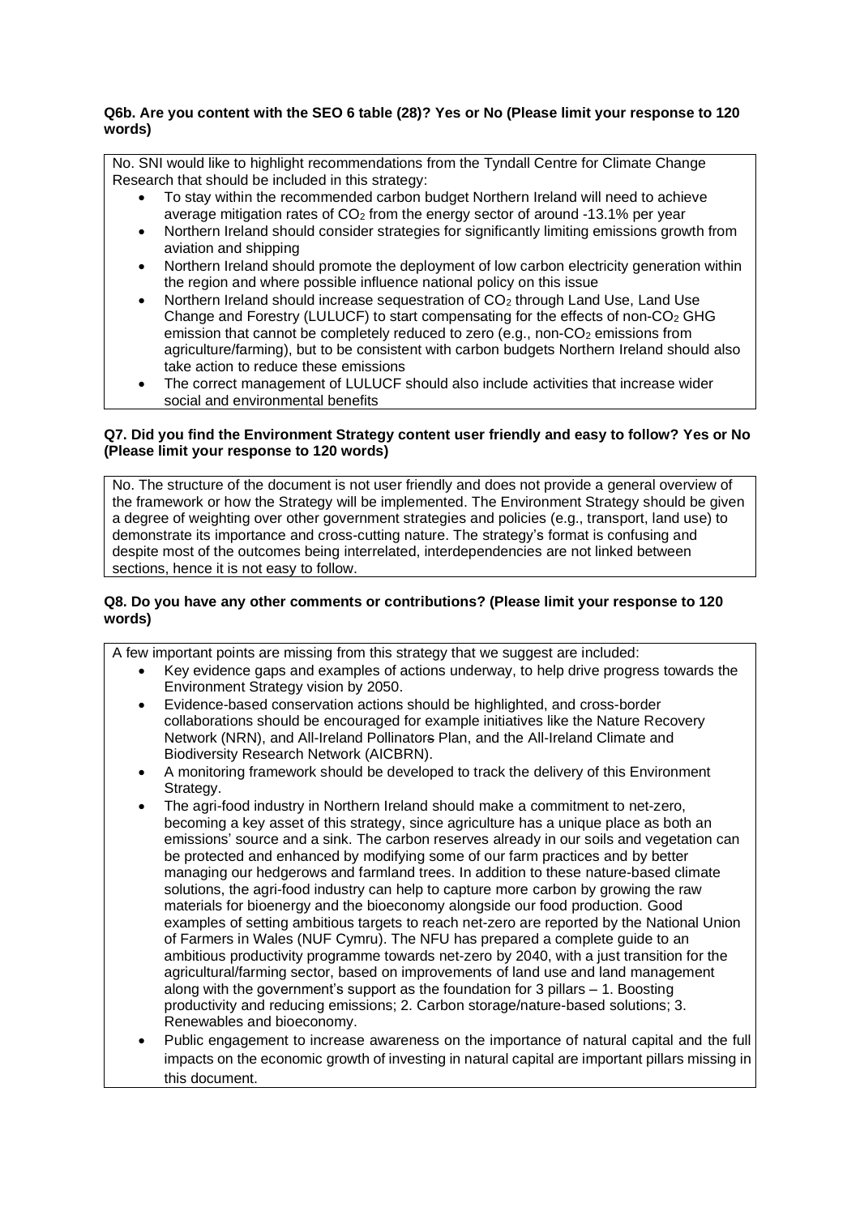**Q6b. Are you content with the SEO 6 table (28)? Yes or No (Please limit your response to 120 words)**

No. SNI would like to highlight recommendations from the Tyndall Centre for Climate Change Research that should be included in this strategy:

- To stay within the recommended carbon budget Northern Ireland will need to achieve average mitigation rates of $CO_2$ from the energy sector of around -13.1% per year
- Northern Ireland should consider strategies for significantly limiting emissions growth from aviation and shipping
- Northern Ireland should promote the deployment of low carbon electricity generation within the region and where possible influence national policy on this issue
- Northern Ireland should increase sequestration of $CO_2$ through Land Use, Land Use Change and Forestry (LULUCF) to start compensating for the effects of non-$CO_2$ GHG emission that cannot be completely reduced to zero (e.g., non-$CO_2$ emissions from agriculture/farming), but to be consistent with carbon budgets Northern Ireland should also take action to reduce these emissions
- The correct management of LULUCF should also include activities that increase wider social and environmental benefits

**Q7. Did you find the Environment Strategy content user friendly and easy to follow? Yes or No (Please limit your response to 120 words)**

No. The structure of the document is not user friendly and does not provide a general overview of the framework or how the Strategy will be implemented. The Environment Strategy should be given a degree of weighting over other government strategies and policies (e.g., transport, land use) to demonstrate its importance and cross-cutting nature. The strategy's format is confusing and despite most of the outcomes being interrelated, interdependencies are not linked between sections, hence it is not easy to follow.

**Q8. Do you have any other comments or contributions? (Please limit your response to 120 words)**

A few important points are missing from this strategy that we suggest are included:

- Key evidence gaps and examples of actions underway, to help drive progress towards the Environment Strategy vision by 2050.
- Evidence-based conservation actions should be highlighted, and cross-border collaborations should be encouraged for example initiatives like the Nature Recovery Network (NRN), and All-Ireland Pollinators Plan, and the All-Ireland Climate and Biodiversity Research Network (AICBRN).
- A monitoring framework should be developed to track the delivery of this Environment Strategy.
- The agri-food industry in Northern Ireland should make a commitment to net-zero, becoming a key asset of this strategy, since agriculture has a unique place as both an emissions' source and a sink. The carbon reserves already in our soils and vegetation can be protected and enhanced by modifying some of our farm practices and by better managing our hedgerows and farmland trees. In addition to these nature-based climate solutions, the agri-food industry can help to capture more carbon by growing the raw materials for bioenergy and the bioeconomy alongside our food production. Good examples of setting ambitious targets to reach net-zero are reported by the National Union of Farmers in Wales (NUF Cymru). The NFU has prepared a complete guide to an ambitious productivity programme towards net-zero by 2040, with a just transition for the agricultural/farming sector, based on improvements of land use and land management along with the government's support as the foundation for 3 pillars – 1. Boosting productivity and reducing emissions; 2. Carbon storage/nature-based solutions; 3. Renewables and bioeconomy.
- Public engagement to increase awareness on the importance of natural capital and the full impacts on the economic growth of investing in natural capital are important pillars missing in this document.